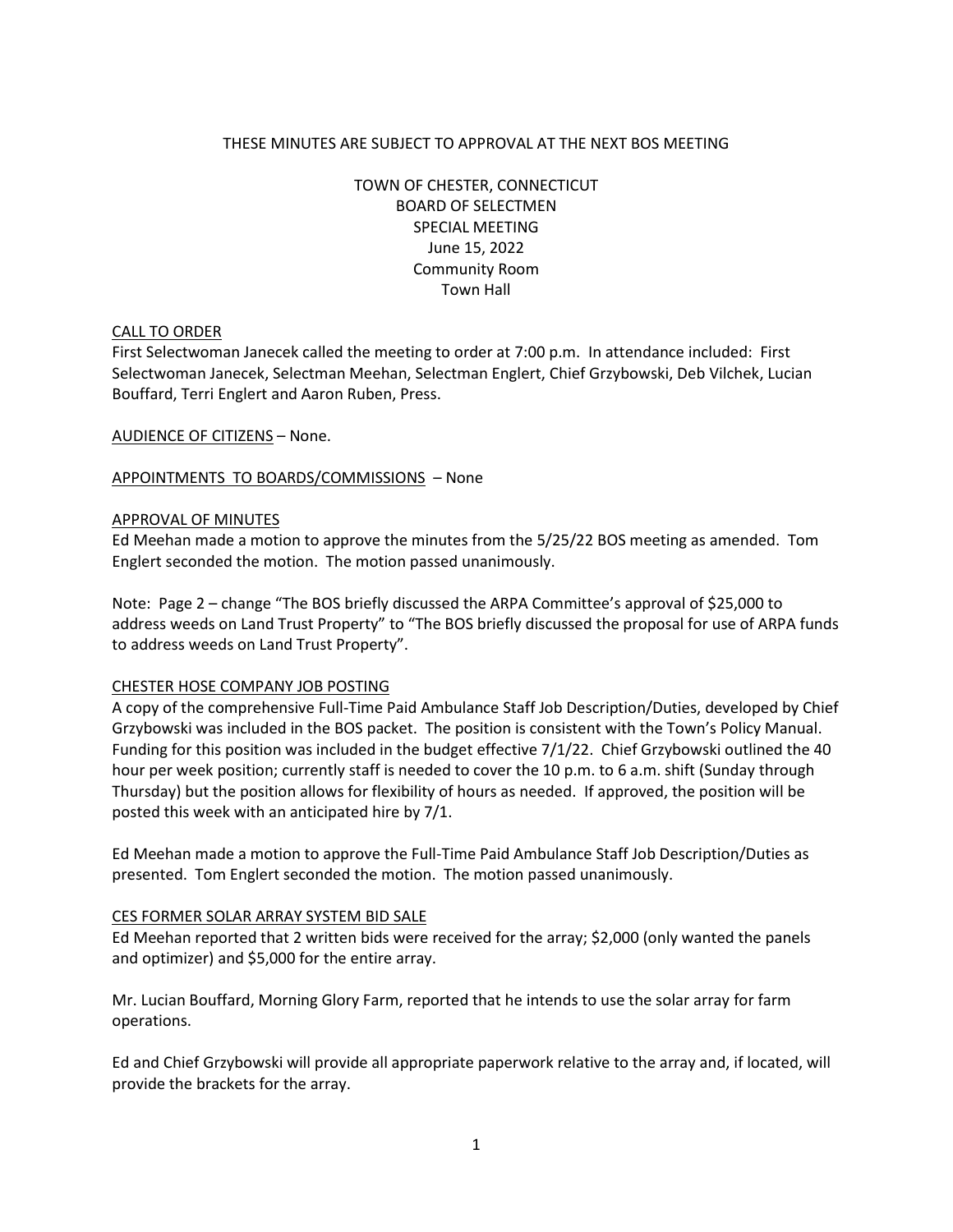THESE MINUTES ARE SUBJECT TO APPROVAL AT THE NEXT BOS MEETING

TOWN OF CHESTER, CONNECTICUT
BOARD OF SELECTMEN
SPECIAL MEETING
June 15, 2022
Community Room
Town Hall

CALL TO ORDER

First Selectwoman Janecek called the meeting to order at 7:00 p.m. In attendance included: First Selectwoman Janecek, Selectman Meehan, Selectman Englert, Chief Grzybowski, Deb Vilchek, Lucian Bouffard, Terri Englert and Aaron Ruben, Press.

AUDIENCE OF CITIZENS – None.

APPOINTMENTS TO BOARDS/COMMISSIONS – None

APPROVAL OF MINUTES

Ed Meehan made a motion to approve the minutes from the 5/25/22 BOS meeting as amended. Tom Englert seconded the motion. The motion passed unanimously.

Note: Page 2 – change "The BOS briefly discussed the ARPA Committee's approval of $25,000 to address weeds on Land Trust Property" to "The BOS briefly discussed the proposal for use of ARPA funds to address weeds on Land Trust Property".

CHESTER HOSE COMPANY JOB POSTING

A copy of the comprehensive Full-Time Paid Ambulance Staff Job Description/Duties, developed by Chief Grzybowski was included in the BOS packet. The position is consistent with the Town's Policy Manual. Funding for this position was included in the budget effective 7/1/22. Chief Grzybowski outlined the 40 hour per week position; currently staff is needed to cover the 10 p.m. to 6 a.m. shift (Sunday through Thursday) but the position allows for flexibility of hours as needed. If approved, the position will be posted this week with an anticipated hire by 7/1.

Ed Meehan made a motion to approve the Full-Time Paid Ambulance Staff Job Description/Duties as presented. Tom Englert seconded the motion. The motion passed unanimously.

CES FORMER SOLAR ARRAY SYSTEM BID SALE

Ed Meehan reported that 2 written bids were received for the array; $2,000 (only wanted the panels and optimizer) and $5,000 for the entire array.

Mr. Lucian Bouffard, Morning Glory Farm, reported that he intends to use the solar array for farm operations.

Ed and Chief Grzybowski will provide all appropriate paperwork relative to the array and, if located, will provide the brackets for the array.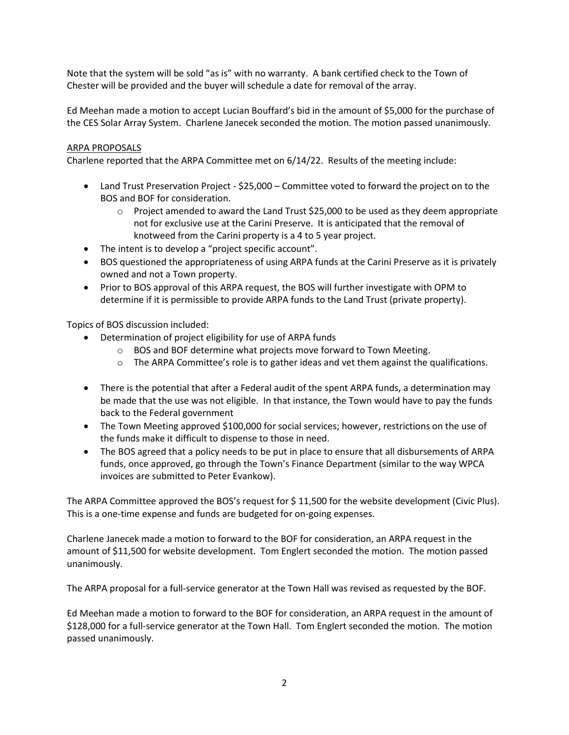Note that the system will be sold "as is" with no warranty. A bank certified check to the Town of Chester will be provided and the buyer will schedule a date for removal of the array.

Ed Meehan made a motion to accept Lucian Bouffard's bid in the amount of $5,000 for the purchase of the CES Solar Array System. Charlene Janecek seconded the motion. The motion passed unanimously.

<u>ARPA PROPOSALS</u>

Charlene reported that the ARPA Committee met on 6/14/22. Results of the meeting include:

- Land Trust Preservation Project - $25,000 – Committee voted to forward the project on to the BOS and BOF for consideration.
  - Project amended to award the Land Trust $25,000 to be used as they deem appropriate not for exclusive use at the Carini Preserve. It is anticipated that the removal of knotweed from the Carini property is a 4 to 5 year project.
- The intent is to develop a "project specific account".
- BOS questioned the appropriateness of using ARPA funds at the Carini Preserve as it is privately owned and not a Town property.
- Prior to BOS approval of this ARPA request, the BOS will further investigate with OPM to determine if it is permissible to provide ARPA funds to the Land Trust (private property).

Topics of BOS discussion included:

- Determination of project eligibility for use of ARPA funds
  - BOS and BOF determine what projects move forward to Town Meeting.
  - The ARPA Committee's role is to gather ideas and vet them against the qualifications.
- There is the potential that after a Federal audit of the spent ARPA funds, a determination may be made that the use was not eligible. In that instance, the Town would have to pay the funds back to the Federal government
- The Town Meeting approved $100,000 for social services; however, restrictions on the use of the funds make it difficult to dispense to those in need.
- The BOS agreed that a policy needs to be put in place to ensure that all disbursements of ARPA funds, once approved, go through the Town's Finance Department (similar to the way WPCA invoices are submitted to Peter Evankow).

The ARPA Committee approved the BOS's request for $ 11,500 for the website development (Civic Plus). This is a one-time expense and funds are budgeted for on-going expenses.

Charlene Janecek made a motion to forward to the BOF for consideration, an ARPA request in the amount of $11,500 for website development. Tom Englert seconded the motion. The motion passed unanimously.

The ARPA proposal for a full-service generator at the Town Hall was revised as requested by the BOF.

Ed Meehan made a motion to forward to the BOF for consideration, an ARPA request in the amount of $128,000 for a full-service generator at the Town Hall. Tom Englert seconded the motion. The motion passed unanimously.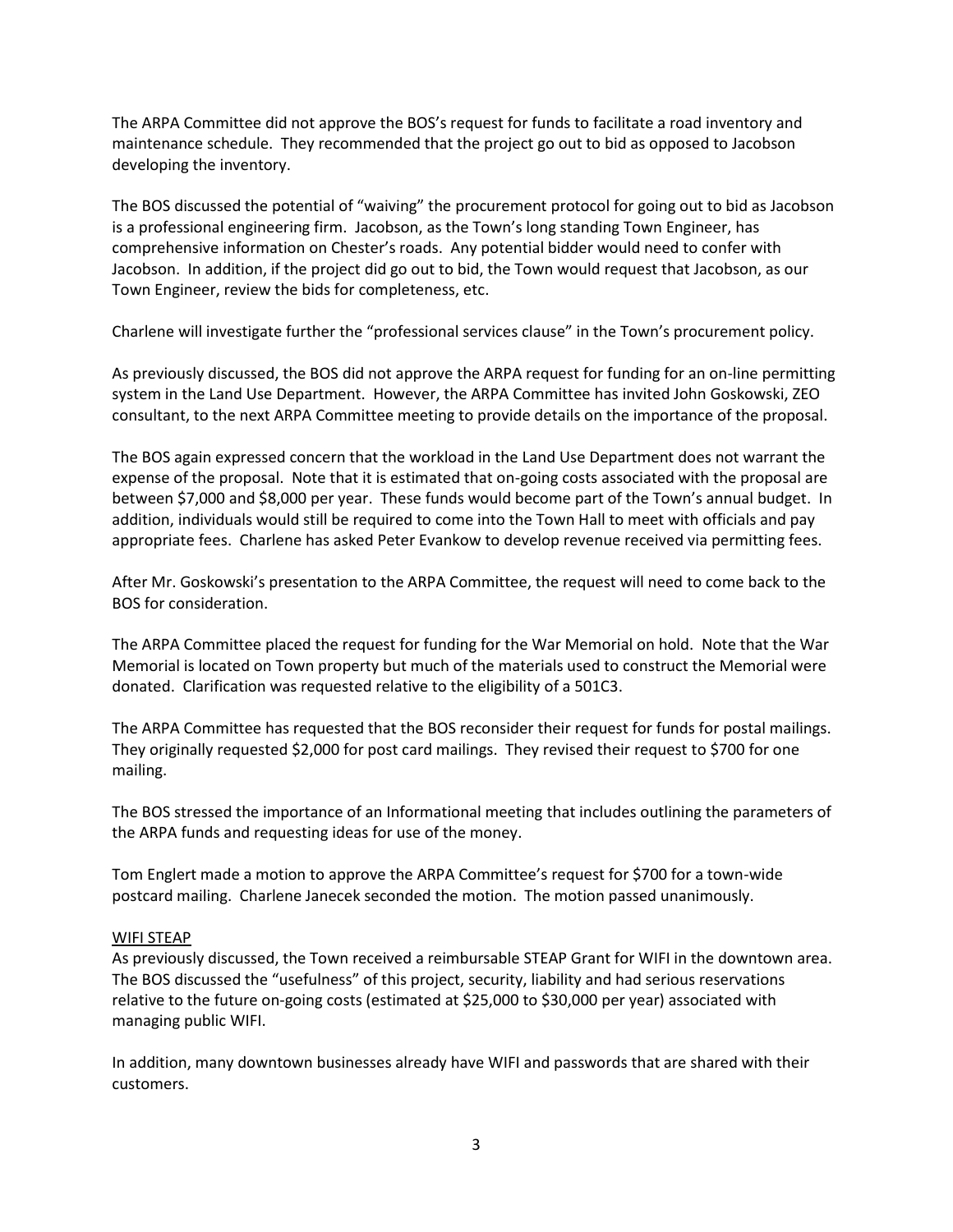The ARPA Committee did not approve the BOS's request for funds to facilitate a road inventory and maintenance schedule. They recommended that the project go out to bid as opposed to Jacobson developing the inventory.

The BOS discussed the potential of "waiving" the procurement protocol for going out to bid as Jacobson is a professional engineering firm. Jacobson, as the Town's long standing Town Engineer, has comprehensive information on Chester's roads. Any potential bidder would need to confer with Jacobson. In addition, if the project did go out to bid, the Town would request that Jacobson, as our Town Engineer, review the bids for completeness, etc.

Charlene will investigate further the "professional services clause" in the Town's procurement policy.

As previously discussed, the BOS did not approve the ARPA request for funding for an on-line permitting system in the Land Use Department. However, the ARPA Committee has invited John Goskowski, ZEO consultant, to the next ARPA Committee meeting to provide details on the importance of the proposal.

The BOS again expressed concern that the workload in the Land Use Department does not warrant the expense of the proposal. Note that it is estimated that on-going costs associated with the proposal are between $7,000 and $8,000 per year. These funds would become part of the Town's annual budget. In addition, individuals would still be required to come into the Town Hall to meet with officials and pay appropriate fees. Charlene has asked Peter Evankow to develop revenue received via permitting fees.

After Mr. Goskowski's presentation to the ARPA Committee, the request will need to come back to the BOS for consideration.

The ARPA Committee placed the request for funding for the War Memorial on hold. Note that the War Memorial is located on Town property but much of the materials used to construct the Memorial were donated. Clarification was requested relative to the eligibility of a 501C3.

The ARPA Committee has requested that the BOS reconsider their request for funds for postal mailings. They originally requested $2,000 for post card mailings. They revised their request to $700 for one mailing.

The BOS stressed the importance of an Informational meeting that includes outlining the parameters of the ARPA funds and requesting ideas for use of the money.

Tom Englert made a motion to approve the ARPA Committee's request for $700 for a town-wide postcard mailing. Charlene Janecek seconded the motion. The motion passed unanimously.

<u>WIFI STEAP</u>

As previously discussed, the Town received a reimbursable STEAP Grant for WIFI in the downtown area. The BOS discussed the "usefulness" of this project, security, liability and had serious reservations relative to the future on-going costs (estimated at $25,000 to $30,000 per year) associated with managing public WIFI.

In addition, many downtown businesses already have WIFI and passwords that are shared with their customers.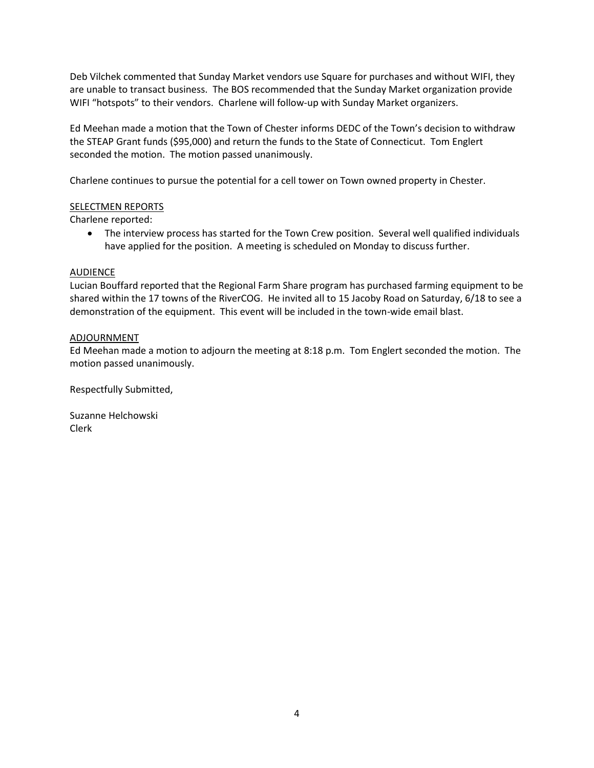Deb Vilchek commented that Sunday Market vendors use Square for purchases and without WIFI, they are unable to transact business. The BOS recommended that the Sunday Market organization provide WIFI "hotspots" to their vendors. Charlene will follow-up with Sunday Market organizers.

Ed Meehan made a motion that the Town of Chester informs DEDC of the Town's decision to withdraw the STEAP Grant funds ($95,000) and return the funds to the State of Connecticut. Tom Englert seconded the motion. The motion passed unanimously.

Charlene continues to pursue the potential for a cell tower on Town owned property in Chester.

<u>SELECTMEN REPORTS</u>

Charlene reported:

- The interview process has started for the Town Crew position. Several well qualified individuals have applied for the position. A meeting is scheduled on Monday to discuss further.

<u>AUDIENCE</u>

Lucian Bouffard reported that the Regional Farm Share program has purchased farming equipment to be shared within the 17 towns of the RiverCOG. He invited all to 15 Jacoby Road on Saturday, 6/18 to see a demonstration of the equipment. This event will be included in the town-wide email blast.

<u>ADJOURNMENT</u>

Ed Meehan made a motion to adjourn the meeting at 8:18 p.m. Tom Englert seconded the motion. The motion passed unanimously.

Respectfully Submitted,

Suzanne Helchowski
Clerk